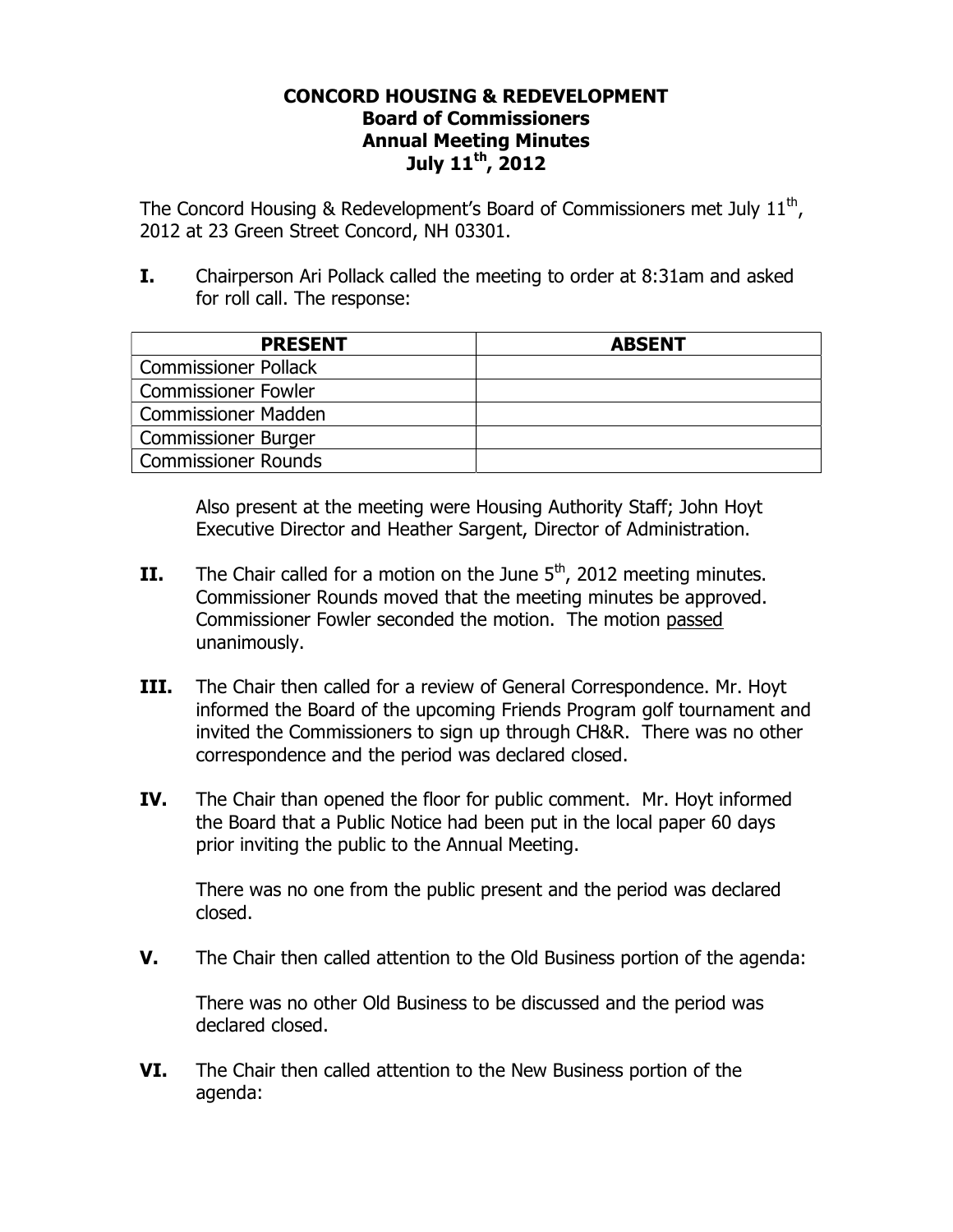**CONCORD HOUSING & REDEVELOPMENT**
**Board of Commissioners**
**Annual Meeting Minutes**
**July 11th, 2012**

The Concord Housing & Redevelopment's Board of Commissioners met July 11th, 2012 at 23 Green Street Concord, NH 03301.

**I.** Chairperson Ari Pollack called the meeting to order at 8:31am and asked for roll call. The response:

| PRESENT | ABSENT |
|---|---|
| Commissioner Pollack | |
| Commissioner Fowler | |
| Commissioner Madden | |
| Commissioner Burger | |
| Commissioner Rounds | |

Also present at the meeting were Housing Authority Staff; John Hoyt Executive Director and Heather Sargent, Director of Administration.

**II.** The Chair called for a motion on the June 5th, 2012 meeting minutes. Commissioner Rounds moved that the meeting minutes be approved. Commissioner Fowler seconded the motion. The motion passed unanimously.

**III.** The Chair then called for a review of General Correspondence. Mr. Hoyt informed the Board of the upcoming Friends Program golf tournament and invited the Commissioners to sign up through CH&R. There was no other correspondence and the period was declared closed.

**IV.** The Chair than opened the floor for public comment. Mr. Hoyt informed the Board that a Public Notice had been put in the local paper 60 days prior inviting the public to the Annual Meeting.

There was no one from the public present and the period was declared closed.

**V.** The Chair then called attention to the Old Business portion of the agenda:

There was no other Old Business to be discussed and the period was declared closed.

**VI.** The Chair then called attention to the New Business portion of the agenda: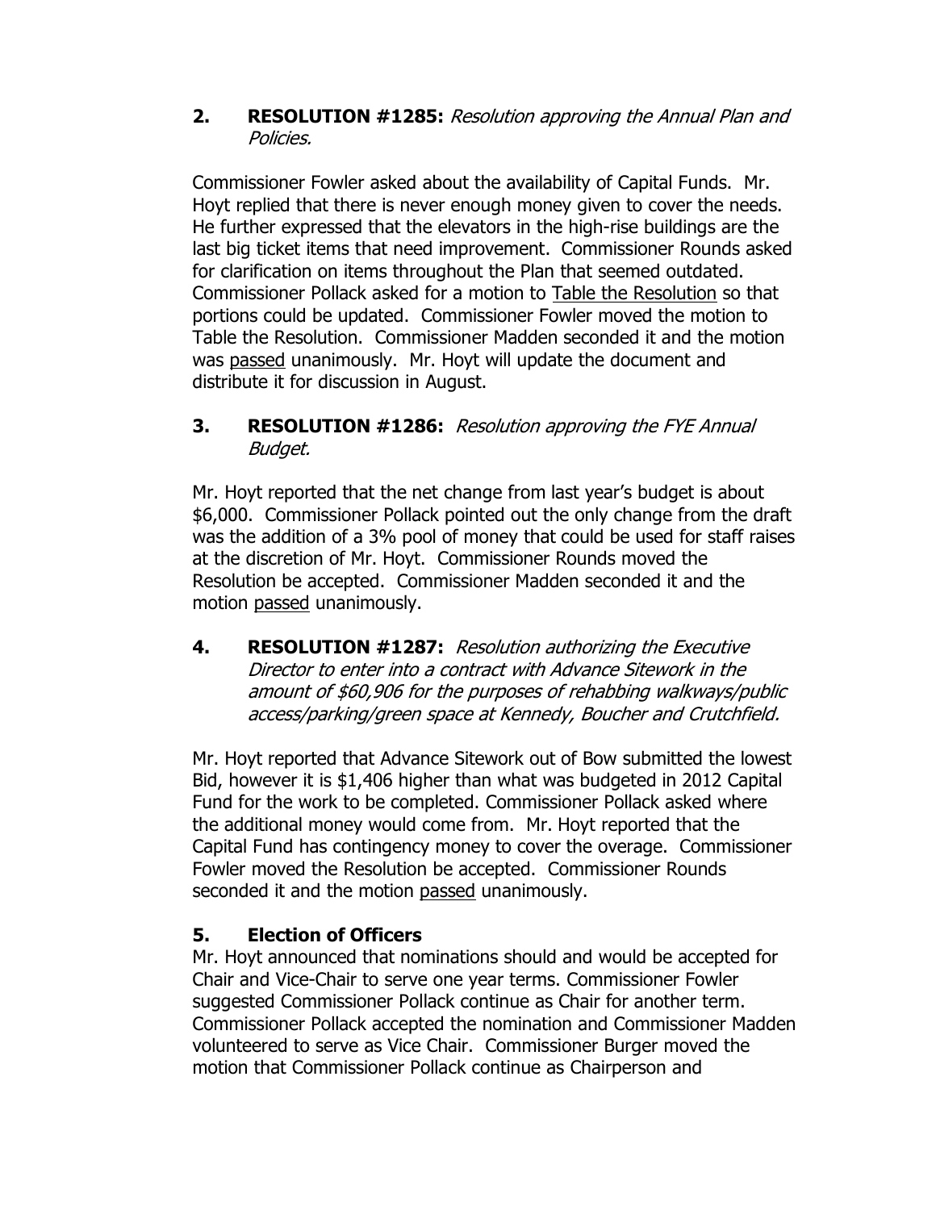**2. RESOLUTION #1285:** *Resolution approving the Annual Plan and Policies.*

Commissioner Fowler asked about the availability of Capital Funds. Mr. Hoyt replied that there is never enough money given to cover the needs. He further expressed that the elevators in the high-rise buildings are the last big ticket items that need improvement. Commissioner Rounds asked for clarification on items throughout the Plan that seemed outdated. Commissioner Pollack asked for a motion to <u>Table the Resolution</u> so that portions could be updated. Commissioner Fowler moved the motion to Table the Resolution. Commissioner Madden seconded it and the motion was <u>passed</u> unanimously. Mr. Hoyt will update the document and distribute it for discussion in August.

**3. RESOLUTION #1286:** *Resolution approving the FYE Annual Budget.*

Mr. Hoyt reported that the net change from last year's budget is about $6,000. Commissioner Pollack pointed out the only change from the draft was the addition of a 3% pool of money that could be used for staff raises at the discretion of Mr. Hoyt. Commissioner Rounds moved the Resolution be accepted. Commissioner Madden seconded it and the motion <u>passed</u> unanimously.

**4. RESOLUTION #1287:** *Resolution authorizing the Executive Director to enter into a contract with Advance Sitework in the amount of $60,906 for the purposes of rehabbing walkways/public access/parking/green space at Kennedy, Boucher and Crutchfield.*

Mr. Hoyt reported that Advance Sitework out of Bow submitted the lowest Bid, however it is $1,406 higher than what was budgeted in 2012 Capital Fund for the work to be completed. Commissioner Pollack asked where the additional money would come from. Mr. Hoyt reported that the Capital Fund has contingency money to cover the overage. Commissioner Fowler moved the Resolution be accepted. Commissioner Rounds seconded it and the motion <u>passed</u> unanimously.

**5. Election of Officers**

Mr. Hoyt announced that nominations should and would be accepted for Chair and Vice-Chair to serve one year terms. Commissioner Fowler suggested Commissioner Pollack continue as Chair for another term. Commissioner Pollack accepted the nomination and Commissioner Madden volunteered to serve as Vice Chair. Commissioner Burger moved the motion that Commissioner Pollack continue as Chairperson and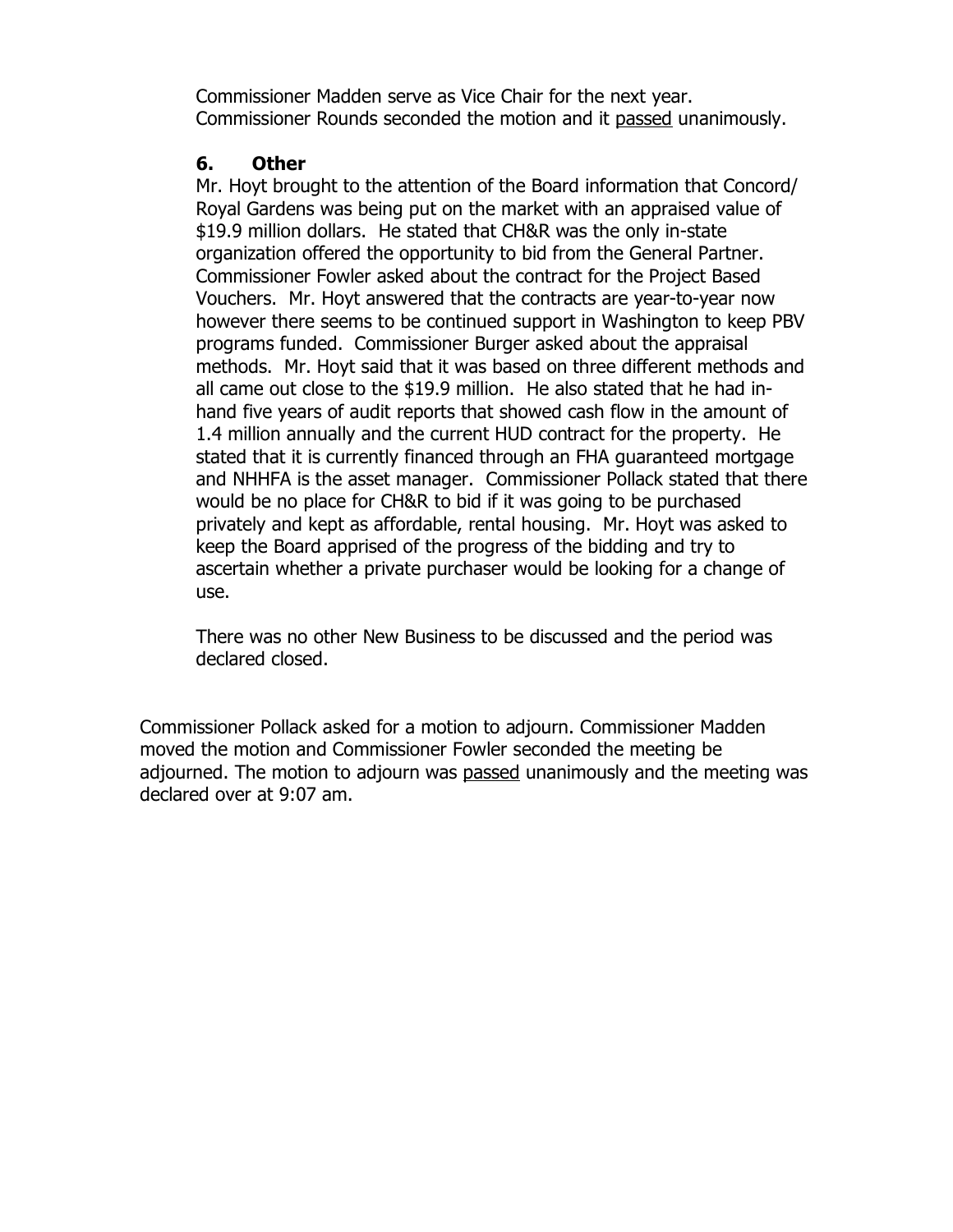Commissioner Madden serve as Vice Chair for the next year. Commissioner Rounds seconded the motion and it passed unanimously.

## 6. Other

Mr. Hoyt brought to the attention of the Board information that Concord/ Royal Gardens was being put on the market with an appraised value of $19.9 million dollars. He stated that CH&R was the only in-state organization offered the opportunity to bid from the General Partner. Commissioner Fowler asked about the contract for the Project Based Vouchers. Mr. Hoyt answered that the contracts are year-to-year now however there seems to be continued support in Washington to keep PBV programs funded. Commissioner Burger asked about the appraisal methods. Mr. Hoyt said that it was based on three different methods and all came out close to the $19.9 million. He also stated that he had in-hand five years of audit reports that showed cash flow in the amount of 1.4 million annually and the current HUD contract for the property. He stated that it is currently financed through an FHA guaranteed mortgage and NHHFA is the asset manager. Commissioner Pollack stated that there would be no place for CH&R to bid if it was going to be purchased privately and kept as affordable, rental housing. Mr. Hoyt was asked to keep the Board apprised of the progress of the bidding and try to ascertain whether a private purchaser would be looking for a change of use.

There was no other New Business to be discussed and the period was declared closed.

Commissioner Pollack asked for a motion to adjourn. Commissioner Madden moved the motion and Commissioner Fowler seconded the meeting be adjourned. The motion to adjourn was passed unanimously and the meeting was declared over at 9:07 am.